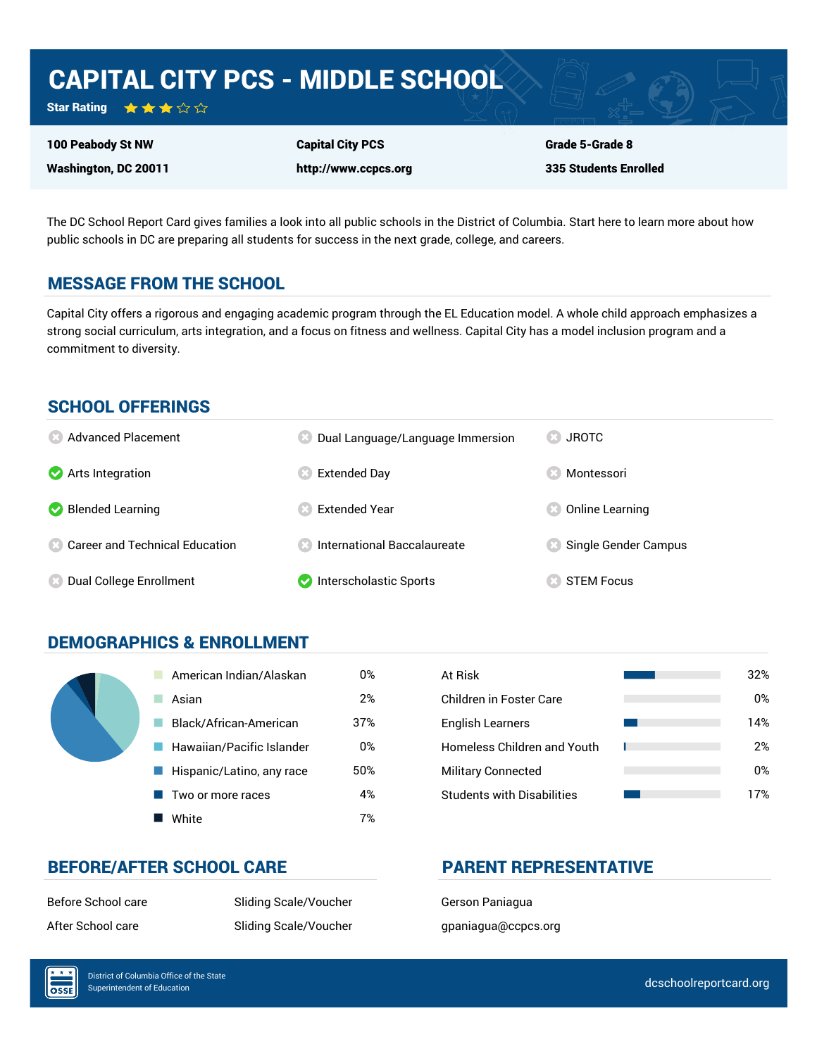# CAPITAL CITY PCS - MIDDLE SCHOOL

**Star Rating** ★★★☆☆

| | | |
|---|---|---|
| **100 Peabody St NW** | **Capital City PCS** | **Grade 5-Grade 8** |
| **Washington, DC 20011** | **http://www.ccpcs.org** | **335 Students Enrolled** |

The DC School Report Card gives families a look into all public schools in the District of Columbia. Start here to learn more about how public schools in DC are preparing all students for success in the next grade, college, and careers.

## MESSAGE FROM THE SCHOOL

Capital City offers a rigorous and engaging academic program through the EL Education model. A whole child approach emphasizes a strong social curriculum, arts integration, and a focus on fitness and wellness. Capital City has a model inclusion program and a commitment to diversity.

## SCHOOL OFFERINGS

- ✗ Advanced Placement
- ✓ Arts Integration
- ✓ Blended Learning
- ✗ Career and Technical Education
- ✗ Dual College Enrollment
- ✗ Dual Language/Language Immersion
- ✗ Extended Day
- ✗ Extended Year
- ✗ International Baccalaureate
- ✓ Interscholastic Sports
- ✗ JROTC
- ✗ Montessori
- ✗ Online Learning
- ✗ Single Gender Campus
- ✗ STEM Focus

## DEMOGRAPHICS & ENROLLMENT

American Indian/Alaskan 0%
Asian 2%
Black/African-American 37%
Hawaiian/Pacific Islander 0%
Hispanic/Latino, any race 50%
Two or more races 4%
White 7%

At Risk 32%
Children in Foster Care 0%
English Learners 14%
Homeless Children and Youth 2%
Military Connected 0%
Students with Disabilities 17%

## BEFORE/AFTER SCHOOL CARE

| | |
|---|---|
| Before School care | Sliding Scale/Voucher |
| After School care | Sliding Scale/Voucher |

## PARENT REPRESENTATIVE

Gerson Paniagua
gpaniagua@ccpcs.org

District of Columbia Office of the State Superintendent of Education

dcschoolreportcard.org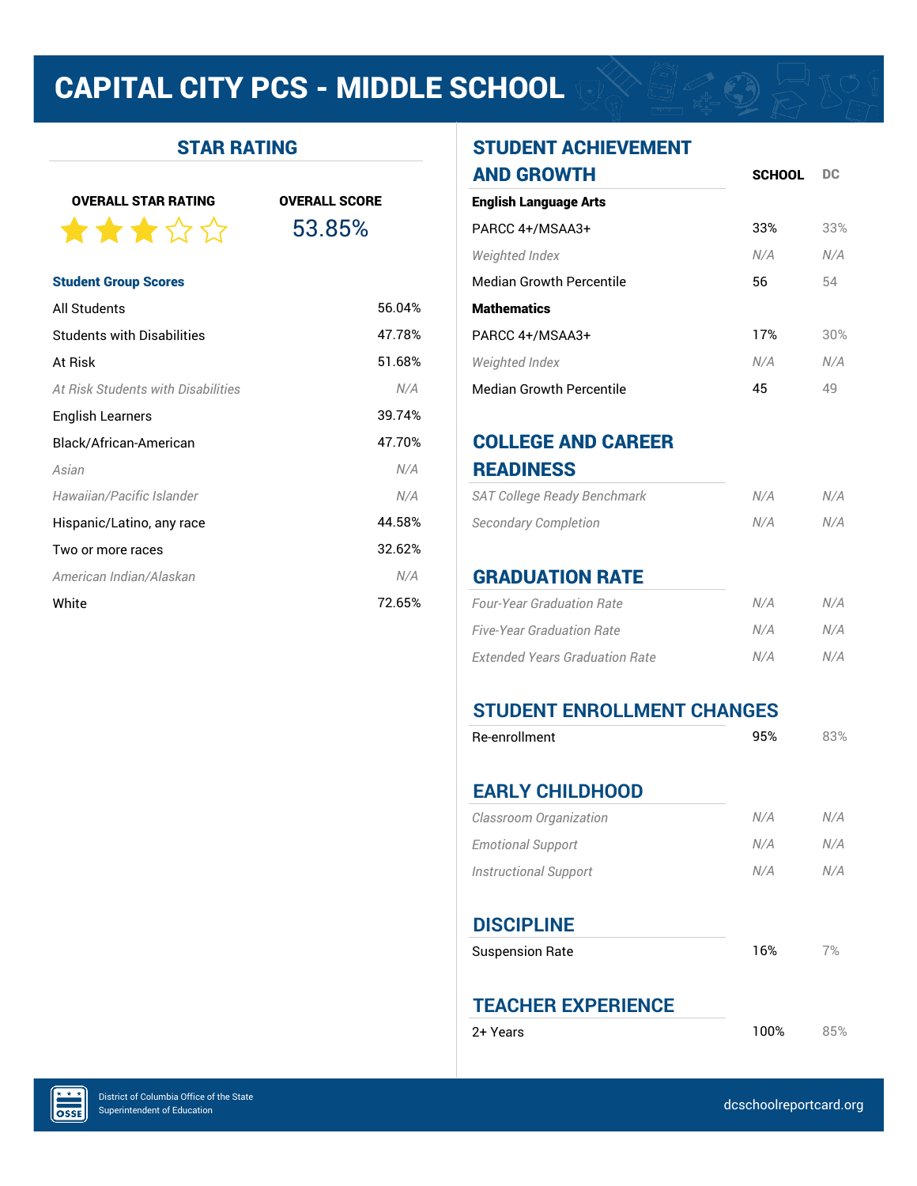# CAPITAL CITY PCS - MIDDLE SCHOOL

## STAR RATING

**OVERALL STAR RATING**

★★★☆☆

**OVERALL SCORE**

53.85%

### Student Group Scores

| | |
|---|---|
| All Students | 56.04% |
| Students with Disabilities | 47.78% |
| At Risk | 51.68% |
| *At Risk Students with Disabilities* | *N/A* |
| English Learners | 39.74% |
| Black/African-American | 47.70% |
| *Asian* | *N/A* |
| *Hawaiian/Pacific Islander* | *N/A* |
| Hispanic/Latino, any race | 44.58% |
| Two or more races | 32.62% |
| *American Indian/Alaskan* | *N/A* |
| White | 72.65% |

## STUDENT ACHIEVEMENT AND GROWTH

| | SCHOOL | DC |
|---|---|---|
| **English Language Arts** | | |
| PARCC 4+/MSAA3+ | 33% | 33% |
| *Weighted Index* | *N/A* | *N/A* |
| Median Growth Percentile | 56 | 54 |
| **Mathematics** | | |
| PARCC 4+/MSAA3+ | 17% | 30% |
| *Weighted Index* | *N/A* | *N/A* |
| Median Growth Percentile | 45 | 49 |

## COLLEGE AND CAREER READINESS

| | | |
|---|---|---|
| *SAT College Ready Benchmark* | *N/A* | *N/A* |
| *Secondary Completion* | *N/A* | *N/A* |

## GRADUATION RATE

| | | |
|---|---|---|
| *Four-Year Graduation Rate* | *N/A* | *N/A* |
| *Five-Year Graduation Rate* | *N/A* | *N/A* |
| *Extended Years Graduation Rate* | *N/A* | *N/A* |

## STUDENT ENROLLMENT CHANGES

| | | |
|---|---|---|
| Re-enrollment | 95% | 83% |

## EARLY CHILDHOOD

| | | |
|---|---|---|
| *Classroom Organization* | *N/A* | *N/A* |
| *Emotional Support* | *N/A* | *N/A* |
| *Instructional Support* | *N/A* | *N/A* |

## DISCIPLINE

| | | |
|---|---|---|
| Suspension Rate | 16% | 7% |

## TEACHER EXPERIENCE

| | | |
|---|---|---|
| 2+ Years | 100% | 85% |

District of Columbia Office of the State Superintendent of Education

dcschoolreportcard.org